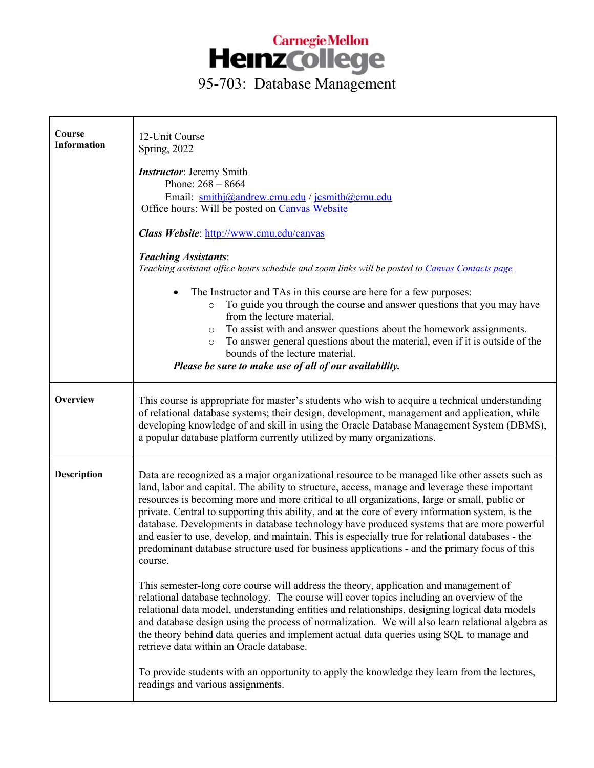# Carnegie Mellon Heinz College

## 95-703: Database Management

| | |
|---|---|
| **Course Information** | 12-Unit Course<br>Spring, 2022<br><br>***Instructor***: Jeremy Smith<br>Phone: 268 – 8664<br>Email: smithj@andrew.cmu.edu / jcsmith@cmu.edu<br>Office hours: Will be posted on Canvas Website<br><br>***Class Website***: http://www.cmu.edu/canvas<br><br>***Teaching Assistants***:<br>*Teaching assistant office hours schedule and zoom links will be posted to Canvas Contacts page*<br><br>• The Instructor and TAs in this course are here for a few purposes:<br>○ To guide you through the course and answer questions that you may have from the lecture material.<br>○ To assist with and answer questions about the homework assignments.<br>○ To answer general questions about the material, even if it is outside of the bounds of the lecture material.<br>***Please be sure to make use of all of our availability.*** |
| **Overview** | This course is appropriate for master's students who wish to acquire a technical understanding of relational database systems; their design, development, management and application, while developing knowledge of and skill in using the Oracle Database Management System (DBMS), a popular database platform currently utilized by many organizations. |
| **Description** | Data are recognized as a major organizational resource to be managed like other assets such as land, labor and capital. The ability to structure, access, manage and leverage these important resources is becoming more and more critical to all organizations, large or small, public or private. Central to supporting this ability, and at the core of every information system, is the database. Developments in database technology have produced systems that are more powerful and easier to use, develop, and maintain. This is especially true for relational databases - the predominant database structure used for business applications - and the primary focus of this course.<br><br>This semester-long core course will address the theory, application and management of relational database technology. The course will cover topics including an overview of the relational data model, understanding entities and relationships, designing logical data models and database design using the process of normalization. We will also learn relational algebra as the theory behind data queries and implement actual data queries using SQL to manage and retrieve data within an Oracle database.<br><br>To provide students with an opportunity to apply the knowledge they learn from the lectures, readings and various assignments. |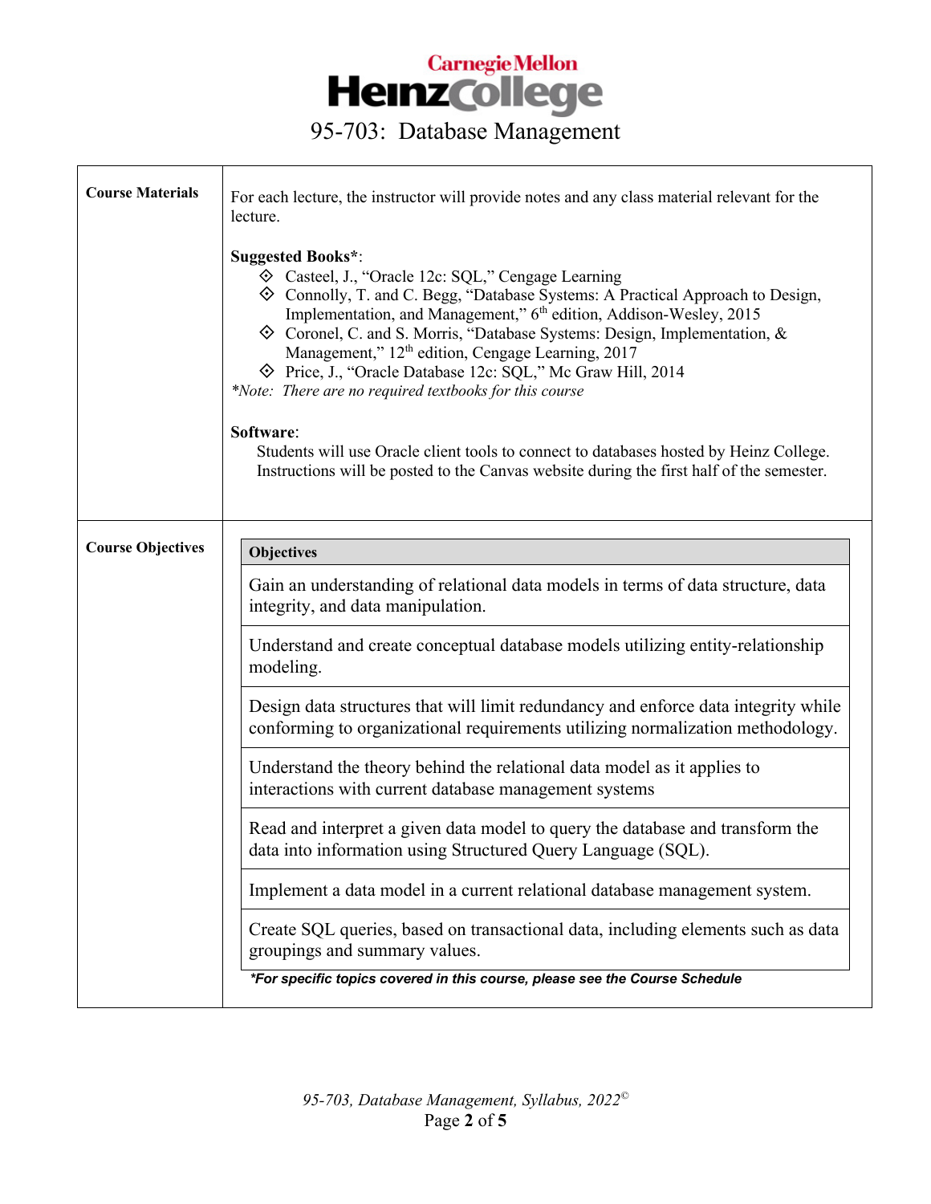# 95-703: Database Management

| | |
|---|---|
| **Course Materials** | For each lecture, the instructor will provide notes and any class material relevant for the lecture.<br><br>**Suggested Books***:<br>◇ Casteel, J., "Oracle 12c: SQL," Cengage Learning<br>◇ Connolly, T. and C. Begg, "Database Systems: A Practical Approach to Design, Implementation, and Management," 6th edition, Addison-Wesley, 2015<br>◇ Coronel, C. and S. Morris, "Database Systems: Design, Implementation, & Management," 12th edition, Cengage Learning, 2017<br>◇ Price, J., "Oracle Database 12c: SQL," Mc Graw Hill, 2014<br>*\*Note: There are no required textbooks for this course*<br><br>**Software**:<br>Students will use Oracle client tools to connect to databases hosted by Heinz College. Instructions will be posted to the Canvas website during the first half of the semester. |
| **Course Objectives** | See objectives table below. |

| **Objectives** |
|---|
| Gain an understanding of relational data models in terms of data structure, data integrity, and data manipulation. |
| Understand and create conceptual database models utilizing entity-relationship modeling. |
| Design data structures that will limit redundancy and enforce data integrity while conforming to organizational requirements utilizing normalization methodology. |
| Understand the theory behind the relational data model as it applies to interactions with current database management systems |
| Read and interpret a given data model to query the database and transform the data into information using Structured Query Language (SQL). |
| Implement a data model in a current relational database management system. |
| Create SQL queries, based on transactional data, including elements such as data groupings and summary values. |

***For specific topics covered in this course, please see the Course Schedule***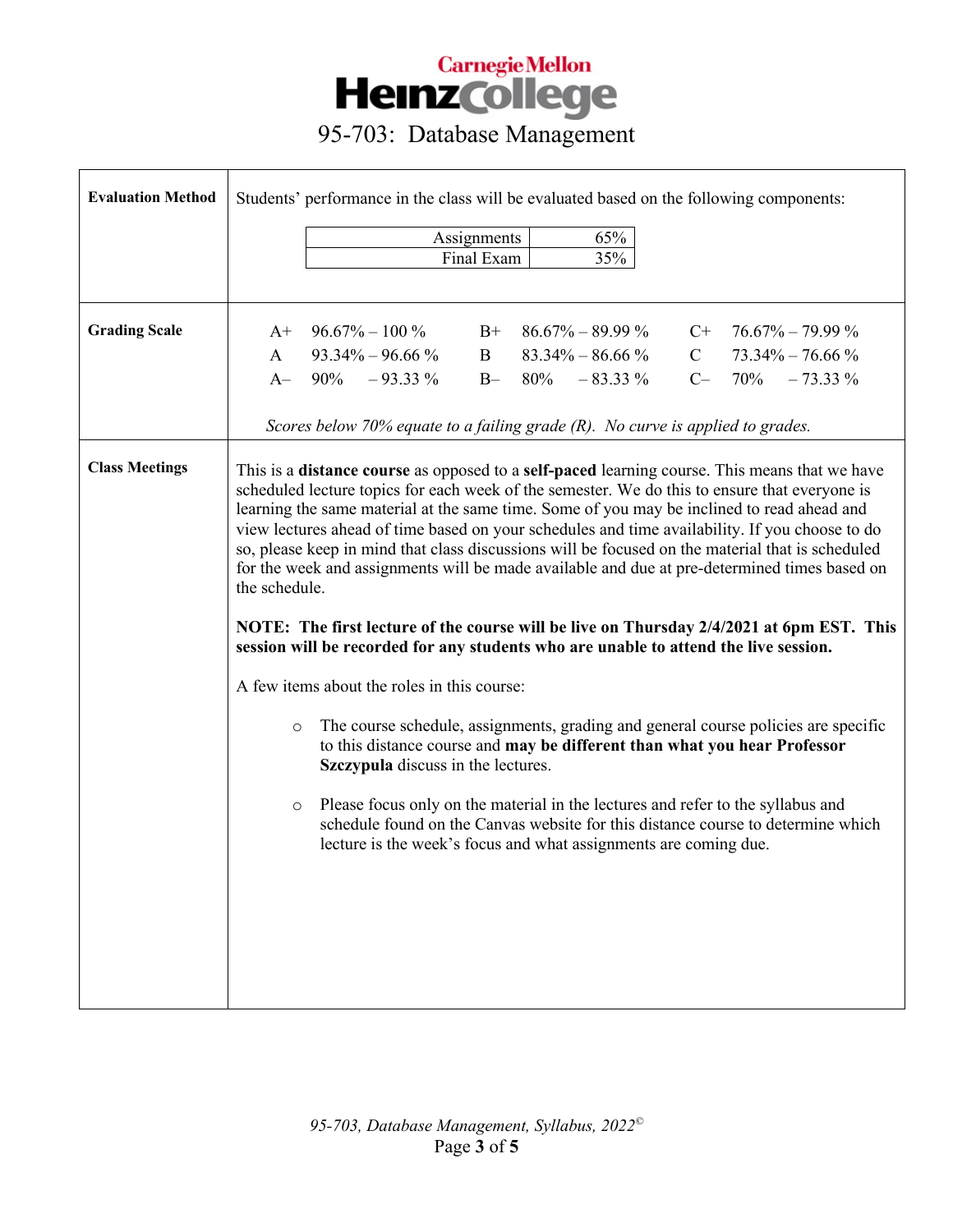# 95-703: Database Management

| | |
|---|---|
| **Evaluation Method** | Students' performance in the class will be evaluated based on the following components: |

| Component | Weight |
|---|---|
| Assignments | 65% |
| Final Exam | 35% |

**Grading Scale**

| Grade | Range | Grade | Range | Grade | Range |
|---|---|---|---|---|---|
| A+ | 96.67% – 100 % | B+ | 86.67% – 89.99 % | C+ | 76.67% – 79.99 % |
| A | 93.34% – 96.66 % | B | 83.34% – 86.66 % | C | 73.34% – 76.66 % |
| A– | 90% – 93.33 % | B– | 80% – 83.33 % | C– | 70% – 73.33 % |

*Scores below 70% equate to a failing grade (R). No curve is applied to grades.*

**Class Meetings**

This is a **distance course** as opposed to a **self-paced** learning course. This means that we have scheduled lecture topics for each week of the semester. We do this to ensure that everyone is learning the same material at the same time. Some of you may be inclined to read ahead and view lectures ahead of time based on your schedules and time availability. If you choose to do so, please keep in mind that class discussions will be focused on the material that is scheduled for the week and assignments will be made available and due at pre-determined times based on the schedule.

**NOTE: The first lecture of the course will be live on Thursday 2/4/2021 at 6pm EST. This session will be recorded for any students who are unable to attend the live session.**

A few items about the roles in this course:

- The course schedule, assignments, grading and general course policies are specific to this distance course and **may be different than what you hear Professor Szczypula** discuss in the lectures.
- Please focus only on the material in the lectures and refer to the syllabus and schedule found on the Canvas website for this distance course to determine which lecture is the week's focus and what assignments are coming due.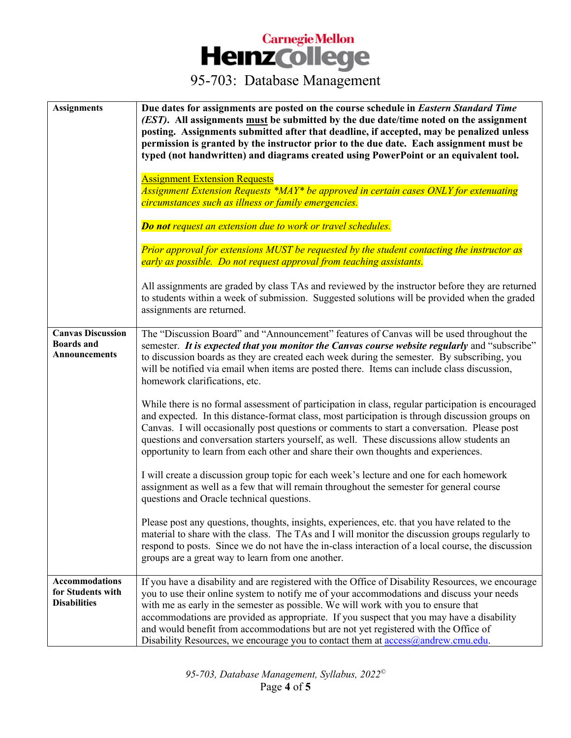| | |
|---|---|
| **Assignments** | **Due dates for assignments are posted on the course schedule in *Eastern Standard Time (EST)*. All assignments <u>must</u> be submitted by the due date/time noted on the assignment posting. Assignments submitted after that deadline, if accepted, may be penalized unless permission is granted by the instructor prior to the due date. Each assignment must be typed (not handwritten) and diagrams created using PowerPoint or an equivalent tool.**<br><br><u>Assignment Extension Requests</u><br>*Assignment Extension Requests *MAY* be approved in certain cases ONLY for extenuating circumstances such as illness or family emergencies.*<br><br>***Do not** request an extension due to work or travel schedules.*<br><br>*Prior approval for extensions MUST be requested by the student contacting the instructor as early as possible. Do not request approval from teaching assistants.*<br><br>All assignments are graded by class TAs and reviewed by the instructor before they are returned to students within a week of submission. Suggested solutions will be provided when the graded assignments are returned. |
| **Canvas Discussion Boards and Announcements** | The "Discussion Board" and "Announcement" features of Canvas will be used throughout the semester. ***It is expected that you monitor the Canvas course website regularly*** and "subscribe" to discussion boards as they are created each week during the semester. By subscribing, you will be notified via email when items are posted there. Items can include class discussion, homework clarifications, etc.<br><br>While there is no formal assessment of participation in class, regular participation is encouraged and expected. In this distance-format class, most participation is through discussion groups on Canvas. I will occasionally post questions or comments to start a conversation. Please post questions and conversation starters yourself, as well. These discussions allow students an opportunity to learn from each other and share their own thoughts and experiences.<br><br>I will create a discussion group topic for each week's lecture and one for each homework assignment as well as a few that will remain throughout the semester for general course questions and Oracle technical questions.<br><br>Please post any questions, thoughts, insights, experiences, etc. that you have related to the material to share with the class. The TAs and I will monitor the discussion groups regularly to respond to posts. Since we do not have the in-class interaction of a local course, the discussion groups are a great way to learn from one another. |
| **Accommodations for Students with Disabilities** | If you have a disability and are registered with the Office of Disability Resources, we encourage you to use their online system to notify me of your accommodations and discuss your needs with me as early in the semester as possible. We will work with you to ensure that accommodations are provided as appropriate. If you suspect that you may have a disability and would benefit from accommodations but are not yet registered with the Office of Disability Resources, we encourage you to contact them at access@andrew.cmu.edu. |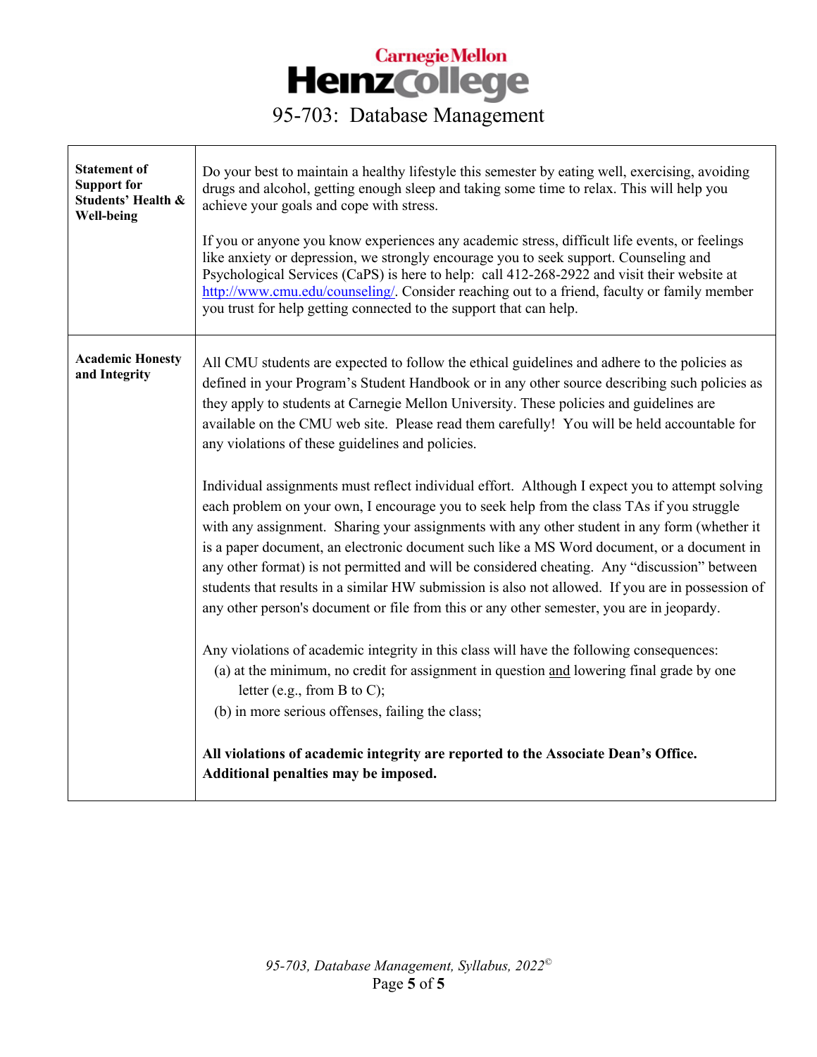| | |
|---|---|
| **Statement of Support for Students' Health & Well-being** | Do your best to maintain a healthy lifestyle this semester by eating well, exercising, avoiding drugs and alcohol, getting enough sleep and taking some time to relax. This will help you achieve your goals and cope with stress.<br><br>If you or anyone you know experiences any academic stress, difficult life events, or feelings like anxiety or depression, we strongly encourage you to seek support. Counseling and Psychological Services (CaPS) is here to help: call 412-268-2922 and visit their website at [http://www.cmu.edu/counseling/](http://www.cmu.edu/counseling/). Consider reaching out to a friend, faculty or family member you trust for help getting connected to the support that can help. |
| **Academic Honesty and Integrity** | All CMU students are expected to follow the ethical guidelines and adhere to the policies as defined in your Program's Student Handbook or in any other source describing such policies as they apply to students at Carnegie Mellon University. These policies and guidelines are available on the CMU web site. Please read them carefully! You will be held accountable for any violations of these guidelines and policies.<br><br>Individual assignments must reflect individual effort. Although I expect you to attempt solving each problem on your own, I encourage you to seek help from the class TAs if you struggle with any assignment. Sharing your assignments with any other student in any form (whether it is a paper document, an electronic document such like a MS Word document, or a document in any other format) is not permitted and will be considered cheating. Any "discussion" between students that results in a similar HW submission is also not allowed. If you are in possession of any other person's document or file from this or any other semester, you are in jeopardy.<br><br>Any violations of academic integrity in this class will have the following consequences:<br>(a) at the minimum, no credit for assignment in question <u>and</u> lowering final grade by one letter (e.g., from B to C);<br>(b) in more serious offenses, failing the class;<br><br>**All violations of academic integrity are reported to the Associate Dean's Office. Additional penalties may be imposed.** |